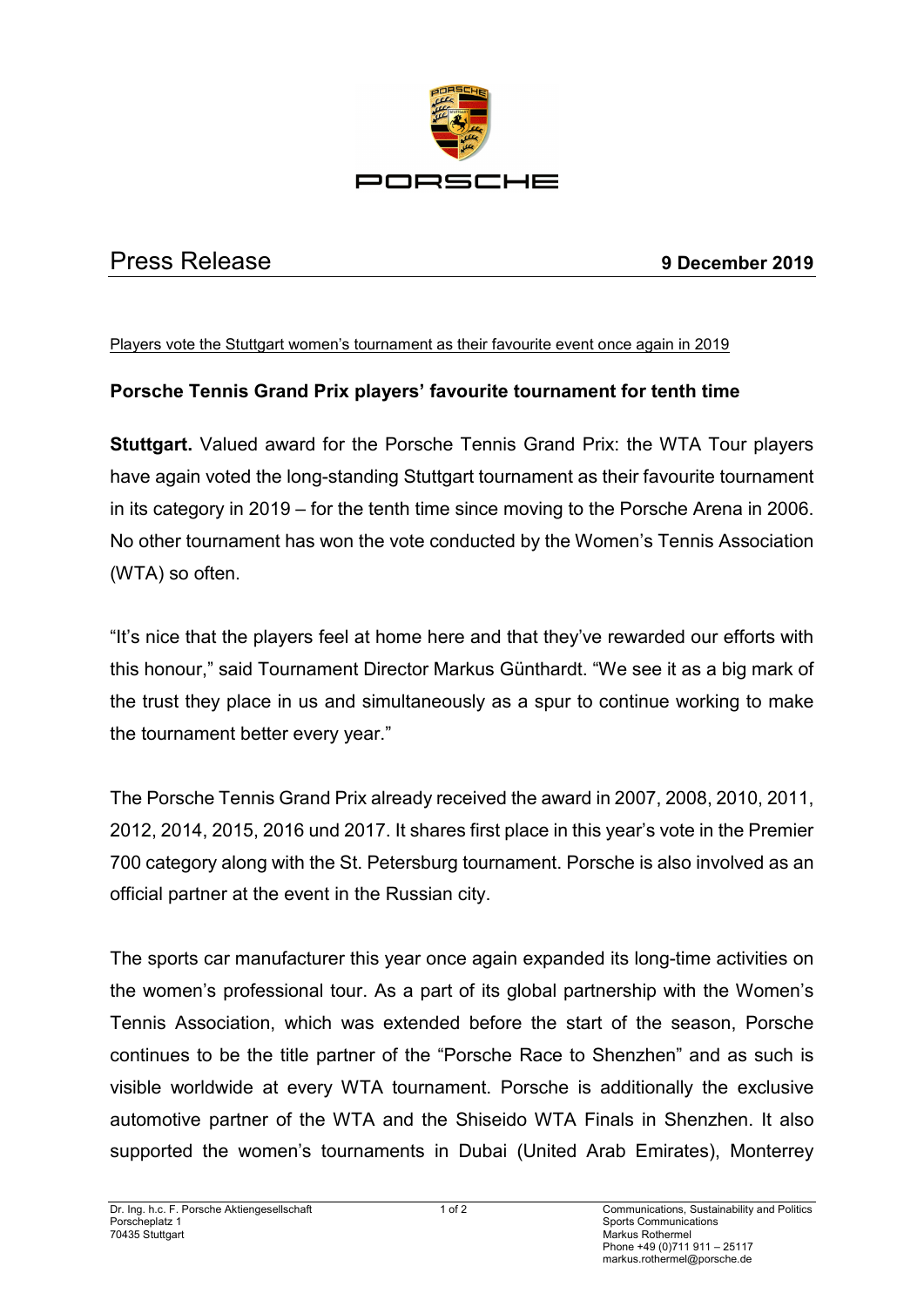PORSCHE

# Press Release

**9 December 2019**

Players vote the Stuttgart women's tournament as their favourite event once again in 2019

## Porsche Tennis Grand Prix players' favourite tournament for tenth time

**Stuttgart.** Valued award for the Porsche Tennis Grand Prix: the WTA Tour players have again voted the long-standing Stuttgart tournament as their favourite tournament in its category in 2019 – for the tenth time since moving to the Porsche Arena in 2006. No other tournament has won the vote conducted by the Women's Tennis Association (WTA) so often.

"It's nice that the players feel at home here and that they've rewarded our efforts with this honour," said Tournament Director Markus Günthardt. "We see it as a big mark of the trust they place in us and simultaneously as a spur to continue working to make the tournament better every year."

The Porsche Tennis Grand Prix already received the award in 2007, 2008, 2010, 2011, 2012, 2014, 2015, 2016 und 2017. It shares first place in this year's vote in the Premier 700 category along with the St. Petersburg tournament. Porsche is also involved as an official partner at the event in the Russian city.

The sports car manufacturer this year once again expanded its long-time activities on the women's professional tour. As a part of its global partnership with the Women's Tennis Association, which was extended before the start of the season, Porsche continues to be the title partner of the "Porsche Race to Shenzhen" and as such is visible worldwide at every WTA tournament. Porsche is additionally the exclusive automotive partner of the WTA and the Shiseido WTA Finals in Shenzhen. It also supported the women's tournaments in Dubai (United Arab Emirates), Monterrey

Dr. Ing. h.c. F. Porsche Aktiengesellschaft
Porscheplatz 1
70435 Stuttgart

Communications, Sustainability and Politics
Sports Communications
Markus Rothermel
Phone +49 (0)711 911 – 25117
markus.rothermel@porsche.de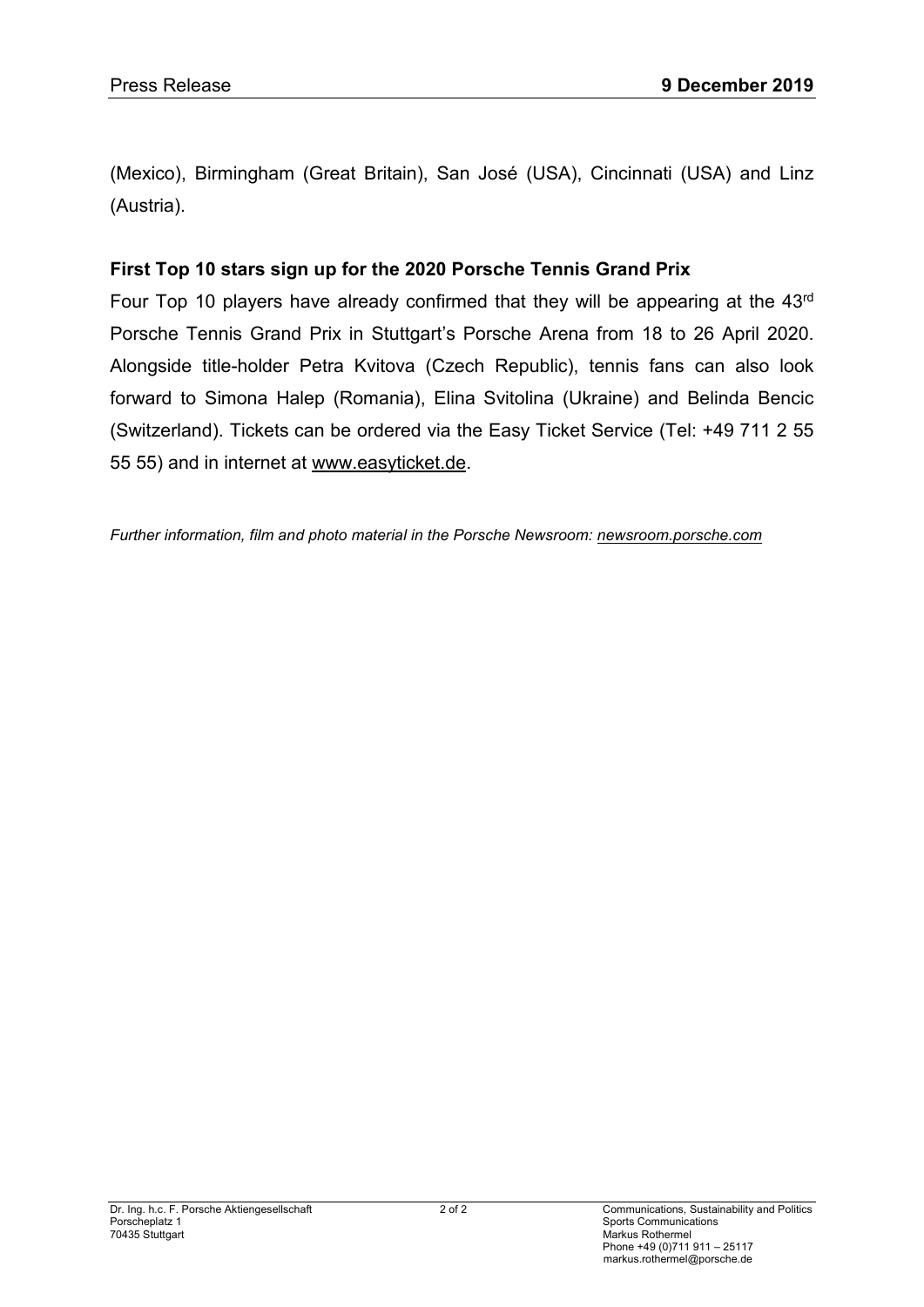(Mexico), Birmingham (Great Britain), San José (USA), Cincinnati (USA) and Linz (Austria).

**First Top 10 stars sign up for the 2020 Porsche Tennis Grand Prix**

Four Top 10 players have already confirmed that they will be appearing at the 43rd Porsche Tennis Grand Prix in Stuttgart's Porsche Arena from 18 to 26 April 2020. Alongside title-holder Petra Kvitova (Czech Republic), tennis fans can also look forward to Simona Halep (Romania), Elina Svitolina (Ukraine) and Belinda Bencic (Switzerland). Tickets can be ordered via the Easy Ticket Service (Tel: +49 711 2 55 55 55) and in internet at www.easyticket.de.

*Further information, film and photo material in the Porsche Newsroom: newsroom.porsche.com*

Dr. Ing. h.c. F. Porsche Aktiengesellschaft
Porscheplatz 1
70435 Stuttgart

Communications, Sustainability and Politics
Sports Communications
Markus Rothermel
Phone +49 (0)711 911 – 25117
markus.rothermel@porsche.de